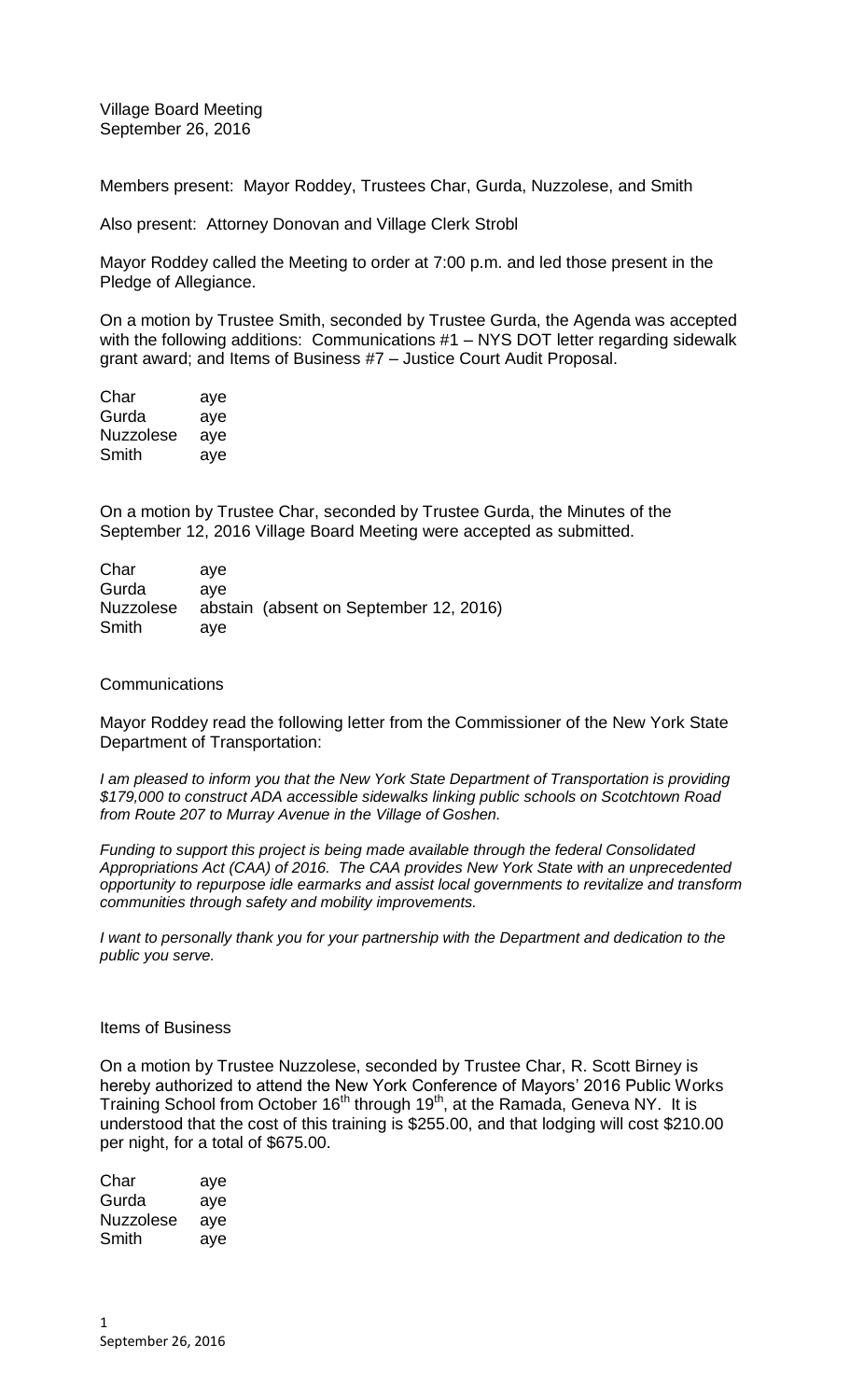Village Board Meeting
September 26, 2016

Members present: Mayor Roddey, Trustees Char, Gurda, Nuzzolese, and Smith

Also present: Attorney Donovan and Village Clerk Strobl

Mayor Roddey called the Meeting to order at 7:00 p.m. and led those present in the Pledge of Allegiance.

On a motion by Trustee Smith, seconded by Trustee Gurda, the Agenda was accepted with the following additions: Communications #1 – NYS DOT letter regarding sidewalk grant award; and Items of Business #7 – Justice Court Audit Proposal.

| | |
|---|---|
| Char | aye |
| Gurda | aye |
| Nuzzolese | aye |
| Smith | aye |

On a motion by Trustee Char, seconded by Trustee Gurda, the Minutes of the September 12, 2016 Village Board Meeting were accepted as submitted.

| | |
|---|---|
| Char | aye |
| Gurda | aye |
| Nuzzolese | abstain (absent on September 12, 2016) |
| Smith | aye |

Communications

Mayor Roddey read the following letter from the Commissioner of the New York State Department of Transportation:

*I am pleased to inform you that the New York State Department of Transportation is providing $179,000 to construct ADA accessible sidewalks linking public schools on Scotchtown Road from Route 207 to Murray Avenue in the Village of Goshen.*

*Funding to support this project is being made available through the federal Consolidated Appropriations Act (CAA) of 2016. The CAA provides New York State with an unprecedented opportunity to repurpose idle earmarks and assist local governments to revitalize and transform communities through safety and mobility improvements.*

*I want to personally thank you for your partnership with the Department and dedication to the public you serve.*

Items of Business

On a motion by Trustee Nuzzolese, seconded by Trustee Char, R. Scott Birney is hereby authorized to attend the New York Conference of Mayors' 2016 Public Works Training School from October 16th through 19th, at the Ramada, Geneva NY. It is understood that the cost of this training is $255.00, and that lodging will cost $210.00 per night, for a total of $675.00.

| | |
|---|---|
| Char | aye |
| Gurda | aye |
| Nuzzolese | aye |
| Smith | aye |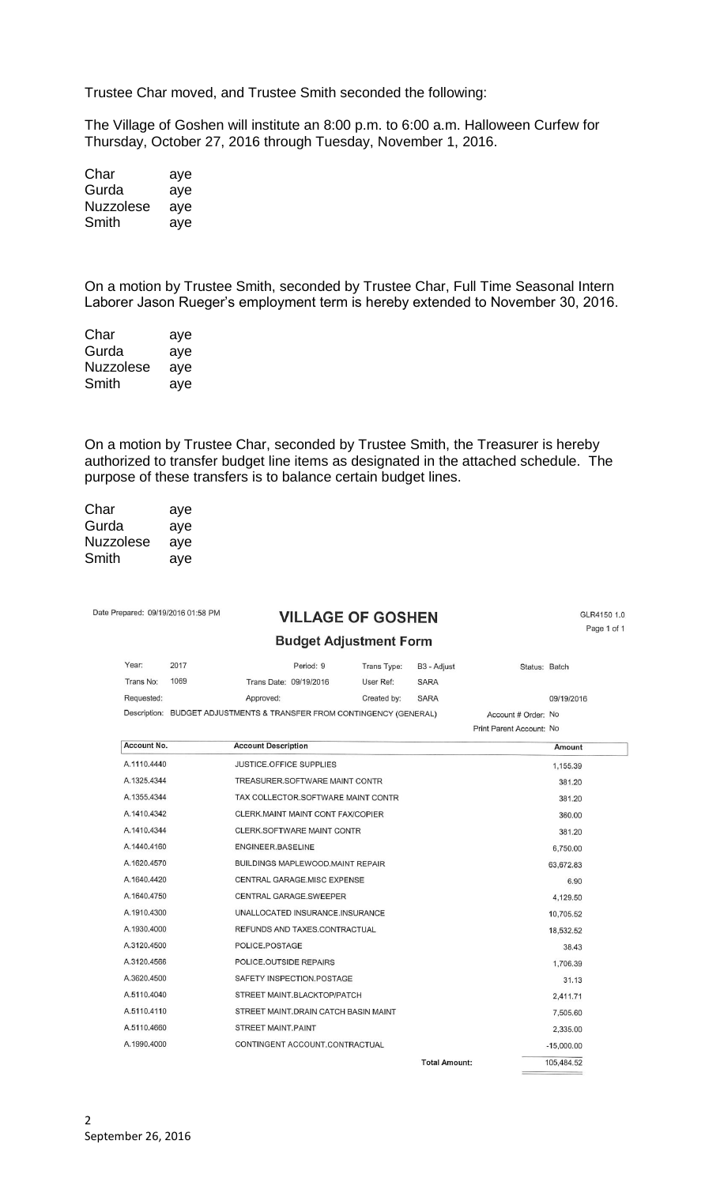Trustee Char moved, and Trustee Smith seconded the following:

The Village of Goshen will institute an 8:00 p.m. to 6:00 a.m. Halloween Curfew for Thursday, October 27, 2016 through Tuesday, November 1, 2016.

| | |
|---|---|
| Char | aye |
| Gurda | aye |
| Nuzzolese | aye |
| Smith | aye |

On a motion by Trustee Smith, seconded by Trustee Char, Full Time Seasonal Intern Laborer Jason Rueger's employment term is hereby extended to November 30, 2016.

| | |
|---|---|
| Char | aye |
| Gurda | aye |
| Nuzzolese | aye |
| Smith | aye |

On a motion by Trustee Char, seconded by Trustee Smith, the Treasurer is hereby authorized to transfer budget line items as designated in the attached schedule. The purpose of these transfers is to balance certain budget lines.

| | |
|---|---|
| Char | aye |
| Gurda | aye |
| Nuzzolese | aye |
| Smith | aye |

Date Prepared: 09/19/2016 01:58 PM

GLR4150 1.0

Page 1 of 1

## VILLAGE OF GOSHEN

### Budget Adjustment Form

Year: 2017 Period: 9 Trans Type: B3 - Adjust Status: Batch

Trans No: 1069 Trans Date: 09/19/2016 User Ref: SARA

Requested: Approved: Created by: SARA 09/19/2016

Description: BUDGET ADJUSTMENTS & TRANSFER FROM CONTINGENCY (GENERAL)

Account # Order: No

Print Parent Account: No

| Account No. | Account Description | Amount |
|---|---|---|
| A.1110.4440 | JUSTICE.OFFICE SUPPLIES | 1,155.39 |
| A.1325.4344 | TREASURER.SOFTWARE MAINT CONTR | 381.20 |
| A.1355.4344 | TAX COLLECTOR.SOFTWARE MAINT CONTR | 381.20 |
| A.1410.4342 | CLERK.MAINT MAINT CONT FAX/COPIER | 360.00 |
| A.1410.4344 | CLERK.SOFTWARE MAINT CONTR | 381.20 |
| A.1440.4160 | ENGINEER.BASELINE | 6,750.00 |
| A.1620.4570 | BUILDINGS MAPLEWOOD.MAINT REPAIR | 63,672.83 |
| A.1640.4420 | CENTRAL GARAGE.MISC EXPENSE | 6.90 |
| A.1640.4750 | CENTRAL GARAGE.SWEEPER | 4,129.50 |
| A.1910.4300 | UNALLOCATED INSURANCE.INSURANCE | 10,705.52 |
| A.1930.4000 | REFUNDS AND TAXES.CONTRACTUAL | 18,532.52 |
| A.3120.4500 | POLICE.POSTAGE | 38.43 |
| A.3120.4566 | POLICE.OUTSIDE REPAIRS | 1,706.39 |
| A.3620.4500 | SAFETY INSPECTION.POSTAGE | 31.13 |
| A.5110.4040 | STREET MAINT.BLACKTOP/PATCH | 2,411.71 |
| A.5110.4110 | STREET MAINT.DRAIN CATCH BASIN MAINT | 7,505.60 |
| A.5110.4660 | STREET MAINT.PAINT | 2,335.00 |
| A.1990.4000 | CONTINGENT ACCOUNT.CONTRACTUAL | -15,000.00 |
| | **Total Amount:** | 105,484.52 |

September 26, 2016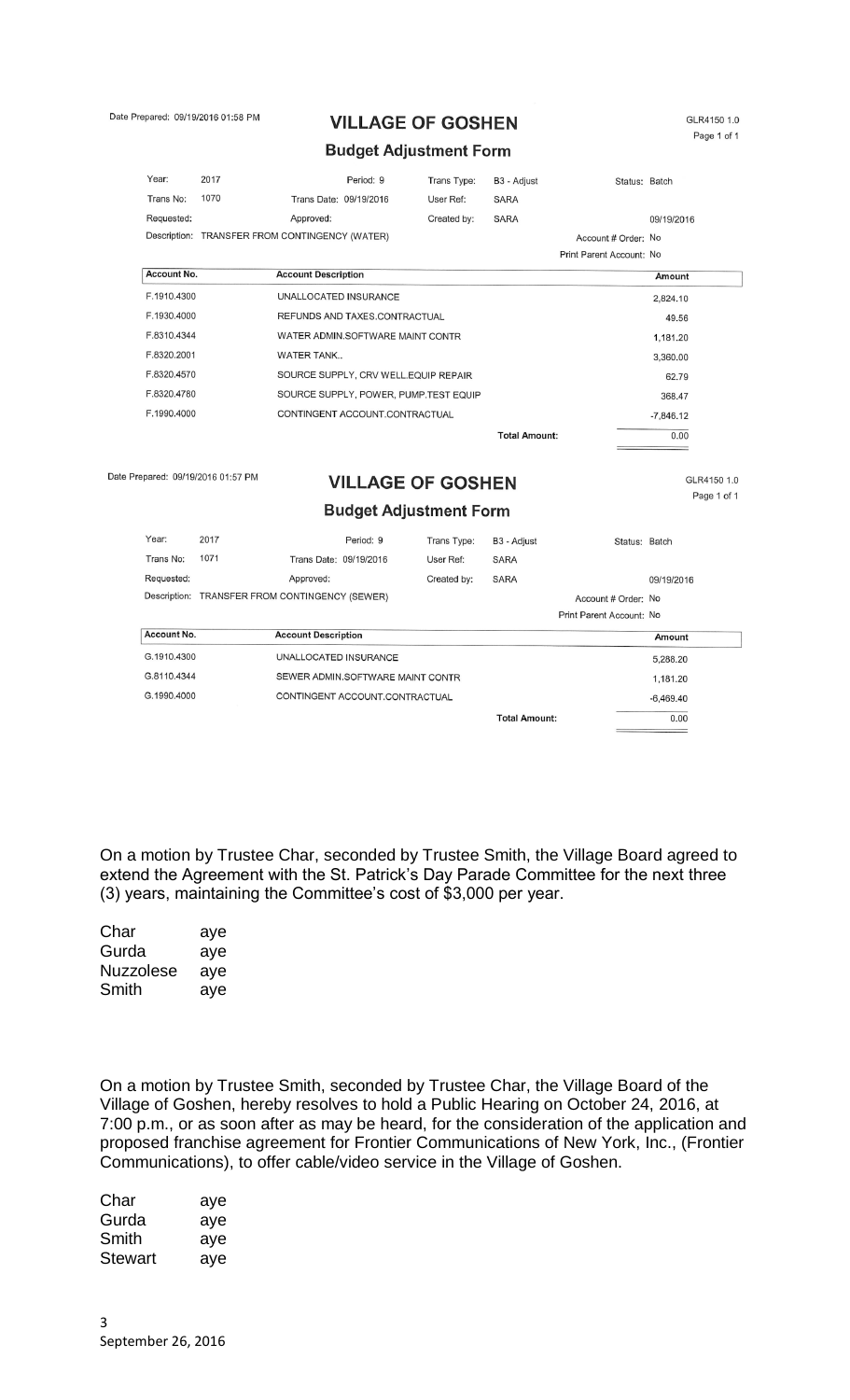Date Prepared: 09/19/2016 01:58 PM

## VILLAGE OF GOSHEN

GLR4150 1.0

Page 1 of 1

### Budget Adjustment Form

| Year: | 2017 | Period: 9 | Trans Type: | B3 - Adjust | Status: Batch |
|---|---|---|---|---|---|
| Trans No: | 1070 | Trans Date: 09/19/2016 | User Ref: | SARA | |
| Requested: | | Approved: | Created by: | SARA | 09/19/2016 |

Description: TRANSFER FROM CONTINGENCY (WATER)

Account # Order: No

Print Parent Account: No

| Account No. | Account Description | Amount |
|---|---|---|
| F.1910.4300 | UNALLOCATED INSURANCE | 2,824.10 |
| F.1930.4000 | REFUNDS AND TAXES.CONTRACTUAL | 49.56 |
| F.8310.4344 | WATER ADMIN.SOFTWARE MAINT CONTR | 1,181.20 |
| F.8320.2001 | WATER TANK.. | 3,360.00 |
| F.8320.4570 | SOURCE SUPPLY, CRV WELL.EQUIP REPAIR | 62.79 |
| F.8320.4780 | SOURCE SUPPLY, POWER, PUMP.TEST EQUIP | 368.47 |
| F.1990.4000 | CONTINGENT ACCOUNT.CONTRACTUAL | -7,846.12 |
| | Total Amount: | 0.00 |

Date Prepared: 09/19/2016 01:57 PM

## VILLAGE OF GOSHEN

GLR4150 1.0

Page 1 of 1

### Budget Adjustment Form

| Year: | 2017 | Period: 9 | Trans Type: | B3 - Adjust | Status: Batch |
|---|---|---|---|---|---|
| Trans No: | 1071 | Trans Date: 09/19/2016 | User Ref: | SARA | |
| Requested: | | Approved: | Created by: | SARA | 09/19/2016 |

Description: TRANSFER FROM CONTINGENCY (SEWER)

Account # Order: No

Print Parent Account: No

| Account No. | Account Description | Amount |
|---|---|---|
| G.1910.4300 | UNALLOCATED INSURANCE | 5,288.20 |
| G.8110.4344 | SEWER ADMIN.SOFTWARE MAINT CONTR | 1,181.20 |
| G.1990.4000 | CONTINGENT ACCOUNT.CONTRACTUAL | -6,469.40 |
| | Total Amount: | 0.00 |

On a motion by Trustee Char, seconded by Trustee Smith, the Village Board agreed to extend the Agreement with the St. Patrick's Day Parade Committee for the next three (3) years, maintaining the Committee's cost of $3,000 per year.

| | |
|---|---|
| Char | aye |
| Gurda | aye |
| Nuzzolese | aye |
| Smith | aye |

On a motion by Trustee Smith, seconded by Trustee Char, the Village Board of the Village of Goshen, hereby resolves to hold a Public Hearing on October 24, 2016, at 7:00 p.m., or as soon after as may be heard, for the consideration of the application and proposed franchise agreement for Frontier Communications of New York, Inc., (Frontier Communications), to offer cable/video service in the Village of Goshen.

| | |
|---|---|
| Char | aye |
| Gurda | aye |
| Smith | aye |
| Stewart | aye |

September 26, 2016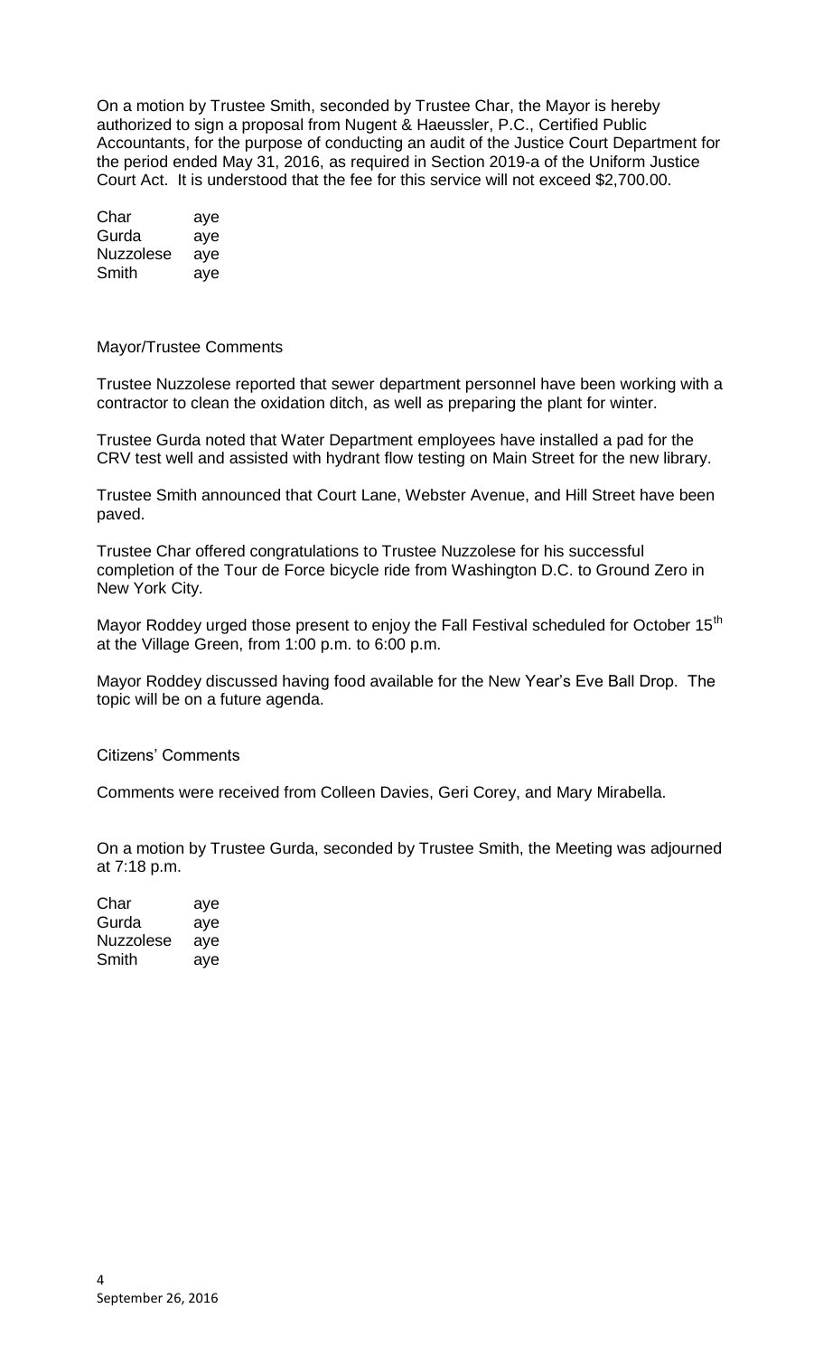On a motion by Trustee Smith, seconded by Trustee Char, the Mayor is hereby authorized to sign a proposal from Nugent & Haeussler, P.C., Certified Public Accountants, for the purpose of conducting an audit of the Justice Court Department for the period ended May 31, 2016, as required in Section 2019-a of the Uniform Justice Court Act. It is understood that the fee for this service will not exceed $2,700.00.

| | |
|---|---|
| Char | aye |
| Gurda | aye |
| Nuzzolese | aye |
| Smith | aye |

Mayor/Trustee Comments

Trustee Nuzzolese reported that sewer department personnel have been working with a contractor to clean the oxidation ditch, as well as preparing the plant for winter.

Trustee Gurda noted that Water Department employees have installed a pad for the CRV test well and assisted with hydrant flow testing on Main Street for the new library.

Trustee Smith announced that Court Lane, Webster Avenue, and Hill Street have been paved.

Trustee Char offered congratulations to Trustee Nuzzolese for his successful completion of the Tour de Force bicycle ride from Washington D.C. to Ground Zero in New York City.

Mayor Roddey urged those present to enjoy the Fall Festival scheduled for October 15th at the Village Green, from 1:00 p.m. to 6:00 p.m.

Mayor Roddey discussed having food available for the New Year's Eve Ball Drop. The topic will be on a future agenda.

Citizens' Comments

Comments were received from Colleen Davies, Geri Corey, and Mary Mirabella.

On a motion by Trustee Gurda, seconded by Trustee Smith, the Meeting was adjourned at 7:18 p.m.

| | |
|---|---|
| Char | aye |
| Gurda | aye |
| Nuzzolese | aye |
| Smith | aye |

September 26, 2016